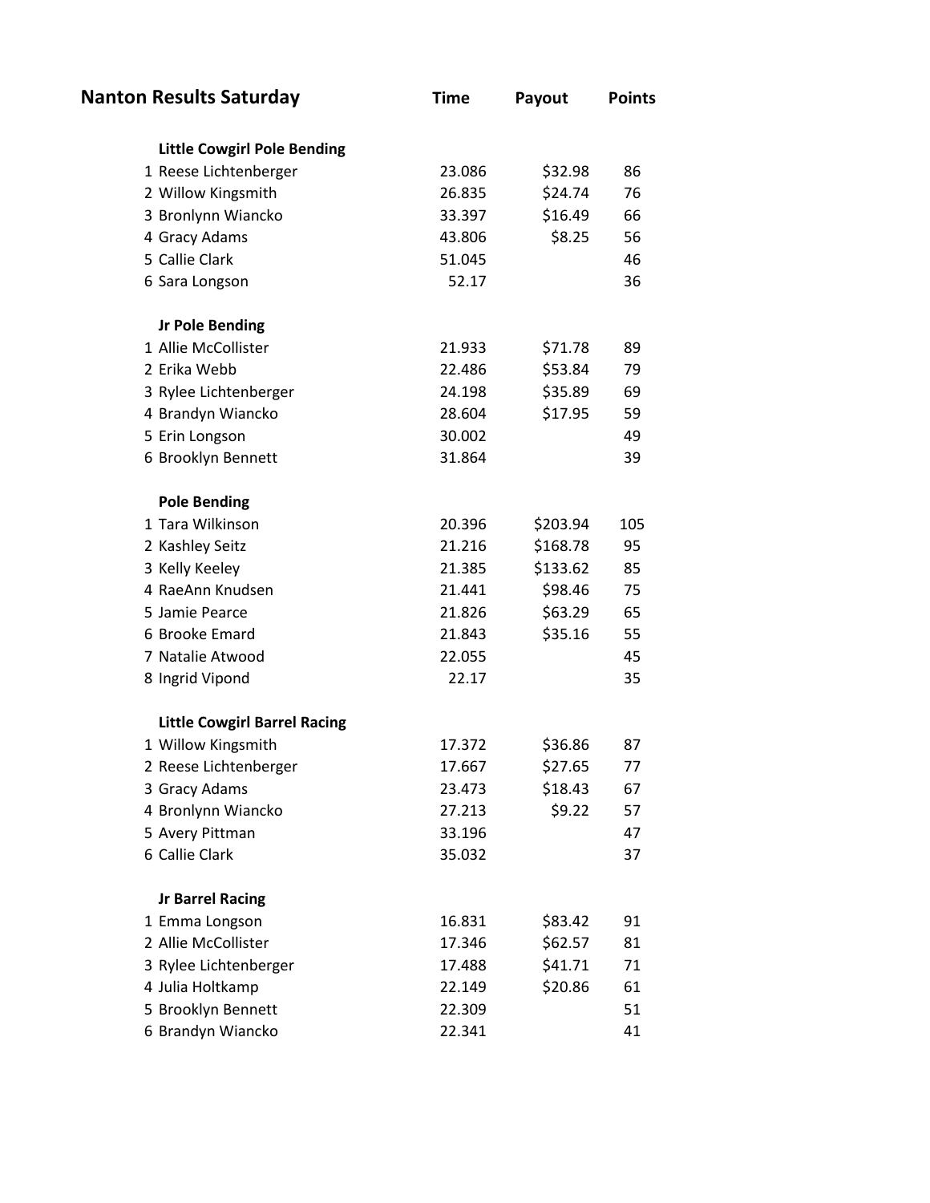# Nanton Results Saturday

### Little Cowgirl Pole Bending

| Place | Name | Time | Payout | Points |
|---|---|---|---|---|
| 1 | Reese Lichtenberger | 23.086 | $32.98 | 86 |
| 2 | Willow Kingsmith | 26.835 | $24.74 | 76 |
| 3 | Bronlynn Wiancko | 33.397 | $16.49 | 66 |
| 4 | Gracy Adams | 43.806 | $8.25 | 56 |
| 5 | Callie Clark | 51.045 | | 46 |
| 6 | Sara Longson | 52.17 | | 36 |

### Jr Pole Bending

| Place | Name | Time | Payout | Points |
|---|---|---|---|---|
| 1 | Allie McCollister | 21.933 | $71.78 | 89 |
| 2 | Erika Webb | 22.486 | $53.84 | 79 |
| 3 | Rylee Lichtenberger | 24.198 | $35.89 | 69 |
| 4 | Brandyn Wiancko | 28.604 | $17.95 | 59 |
| 5 | Erin Longson | 30.002 | | 49 |
| 6 | Brooklyn Bennett | 31.864 | | 39 |

### Pole Bending

| Place | Name | Time | Payout | Points |
|---|---|---|---|---|
| 1 | Tara Wilkinson | 20.396 | $203.94 | 105 |
| 2 | Kashley Seitz | 21.216 | $168.78 | 95 |
| 3 | Kelly Keeley | 21.385 | $133.62 | 85 |
| 4 | RaeAnn Knudsen | 21.441 | $98.46 | 75 |
| 5 | Jamie Pearce | 21.826 | $63.29 | 65 |
| 6 | Brooke Emard | 21.843 | $35.16 | 55 |
| 7 | Natalie Atwood | 22.055 | | 45 |
| 8 | Ingrid Vipond | 22.17 | | 35 |

### Little Cowgirl Barrel Racing

| Place | Name | Time | Payout | Points |
|---|---|---|---|---|
| 1 | Willow Kingsmith | 17.372 | $36.86 | 87 |
| 2 | Reese Lichtenberger | 17.667 | $27.65 | 77 |
| 3 | Gracy Adams | 23.473 | $18.43 | 67 |
| 4 | Bronlynn Wiancko | 27.213 | $9.22 | 57 |
| 5 | Avery Pittman | 33.196 | | 47 |
| 6 | Callie Clark | 35.032 | | 37 |

### Jr Barrel Racing

| Place | Name | Time | Payout | Points |
|---|---|---|---|---|
| 1 | Emma Longson | 16.831 | $83.42 | 91 |
| 2 | Allie McCollister | 17.346 | $62.57 | 81 |
| 3 | Rylee Lichtenberger | 17.488 | $41.71 | 71 |
| 4 | Julia Holtkamp | 22.149 | $20.86 | 61 |
| 5 | Brooklyn Bennett | 22.309 | | 51 |
| 6 | Brandyn Wiancko | 22.341 | | 41 |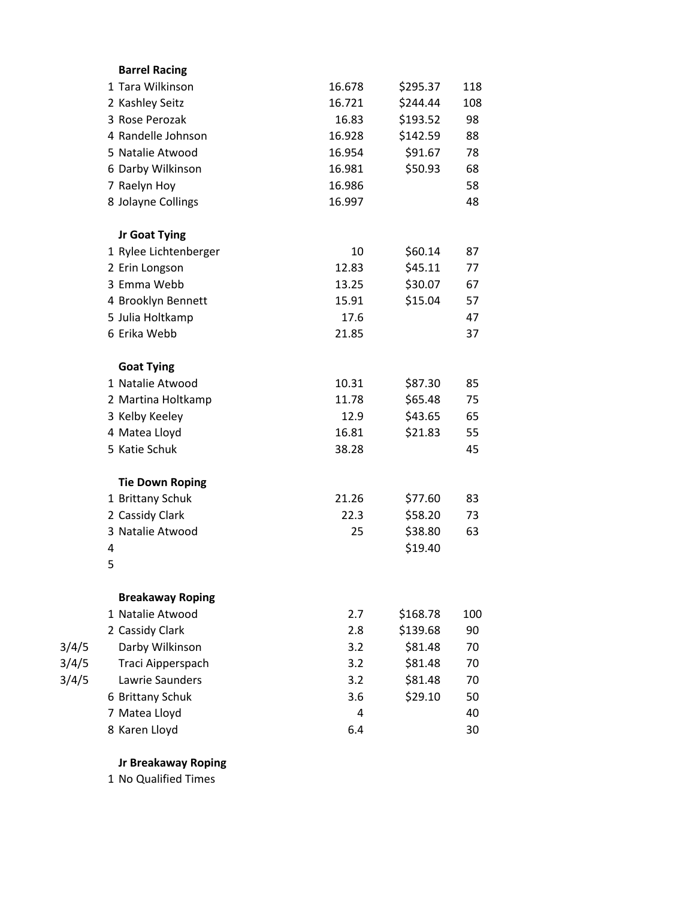**Barrel Racing**

| | | | | |
|---|---|---|---|---|
| 1 | Tara Wilkinson | 16.678 | $295.37 | 118 |
| 2 | Kashley Seitz | 16.721 | $244.44 | 108 |
| 3 | Rose Perozak | 16.83 | $193.52 | 98 |
| 4 | Randelle Johnson | 16.928 | $142.59 | 88 |
| 5 | Natalie Atwood | 16.954 | $91.67 | 78 |
| 6 | Darby Wilkinson | 16.981 | $50.93 | 68 |
| 7 | Raelyn Hoy | 16.986 | | 58 |
| 8 | Jolayne Collings | 16.997 | | 48 |

**Jr Goat Tying**

| | | | | |
|---|---|---|---|---|
| 1 | Rylee Lichtenberger | 10 | $60.14 | 87 |
| 2 | Erin Longson | 12.83 | $45.11 | 77 |
| 3 | Emma Webb | 13.25 | $30.07 | 67 |
| 4 | Brooklyn Bennett | 15.91 | $15.04 | 57 |
| 5 | Julia Holtkamp | 17.6 | | 47 |
| 6 | Erika Webb | 21.85 | | 37 |

**Goat Tying**

| | | | | |
|---|---|---|---|---|
| 1 | Natalie Atwood | 10.31 | $87.30 | 85 |
| 2 | Martina Holtkamp | 11.78 | $65.48 | 75 |
| 3 | Kelby Keeley | 12.9 | $43.65 | 65 |
| 4 | Matea Lloyd | 16.81 | $21.83 | 55 |
| 5 | Katie Schuk | 38.28 | | 45 |

**Tie Down Roping**

| | | | | |
|---|---|---|---|---|
| 1 | Brittany Schuk | 21.26 | $77.60 | 83 |
| 2 | Cassidy Clark | 22.3 | $58.20 | 73 |
| 3 | Natalie Atwood | 25 | $38.80 | 63 |
| 4 | | | $19.40 | |
| 5 | | | | |

**Breakaway Roping**

| | | | | |
|---|---|---|---|---|
| 1 | Natalie Atwood | 2.7 | $168.78 | 100 |
| 2 | Cassidy Clark | 2.8 | $139.68 | 90 |
| 3/4/5 | Darby Wilkinson | 3.2 | $81.48 | 70 |
| 3/4/5 | Traci Aipperspach | 3.2 | $81.48 | 70 |
| 3/4/5 | Lawrie Saunders | 3.2 | $81.48 | 70 |
| 6 | Brittany Schuk | 3.6 | $29.10 | 50 |
| 7 | Matea Lloyd | 4 | | 40 |
| 8 | Karen Lloyd | 6.4 | | 30 |

**Jr Breakaway Roping**

1 No Qualified Times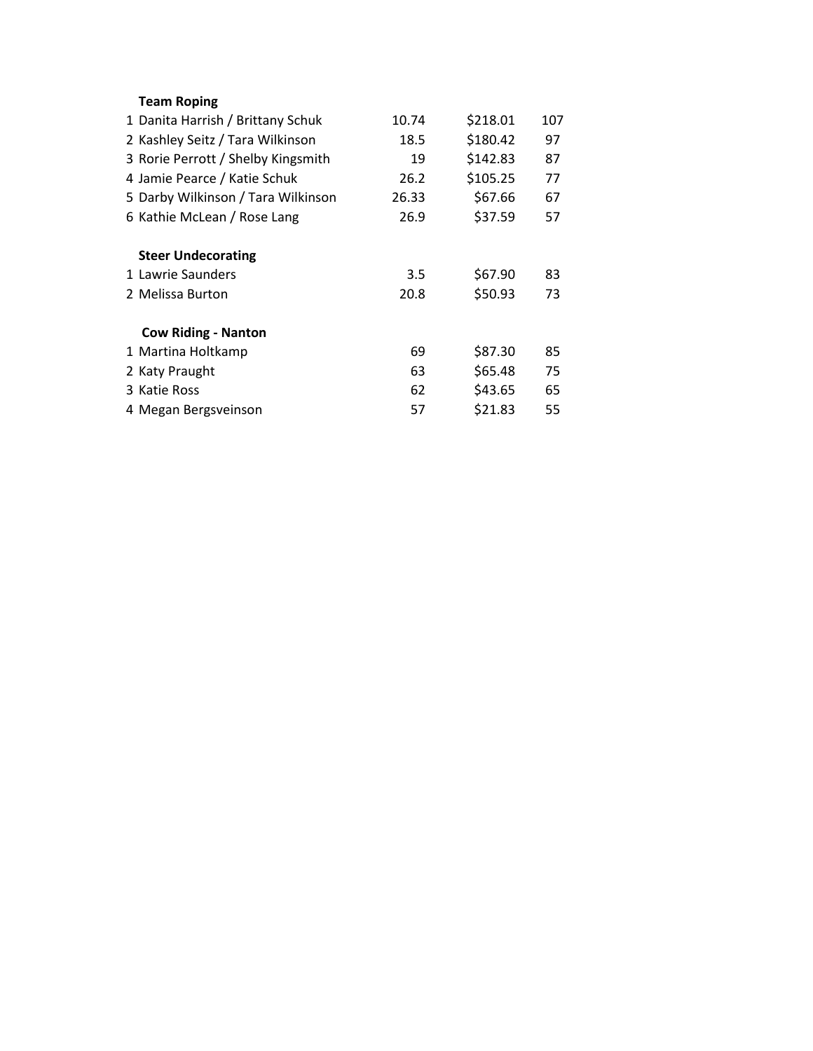**Team Roping**

| | | | | |
|---|---|---|---|---|
| 1 | Danita Harrish / Brittany Schuk | 10.74 | $218.01 | 107 |
| 2 | Kashley Seitz / Tara Wilkinson | 18.5 | $180.42 | 97 |
| 3 | Rorie Perrott / Shelby Kingsmith | 19 | $142.83 | 87 |
| 4 | Jamie Pearce / Katie Schuk | 26.2 | $105.25 | 77 |
| 5 | Darby Wilkinson / Tara Wilkinson | 26.33 | $67.66 | 67 |
| 6 | Kathie McLean / Rose Lang | 26.9 | $37.59 | 57 |

**Steer Undecorating**

| | | | | |
|---|---|---|---|---|
| 1 | Lawrie Saunders | 3.5 | $67.90 | 83 |
| 2 | Melissa Burton | 20.8 | $50.93 | 73 |

**Cow Riding - Nanton**

| | | | | |
|---|---|---|---|---|
| 1 | Martina Holtkamp | 69 | $87.30 | 85 |
| 2 | Katy Praught | 63 | $65.48 | 75 |
| 3 | Katie Ross | 62 | $43.65 | 65 |
| 4 | Megan Bergsveinson | 57 | $21.83 | 55 |